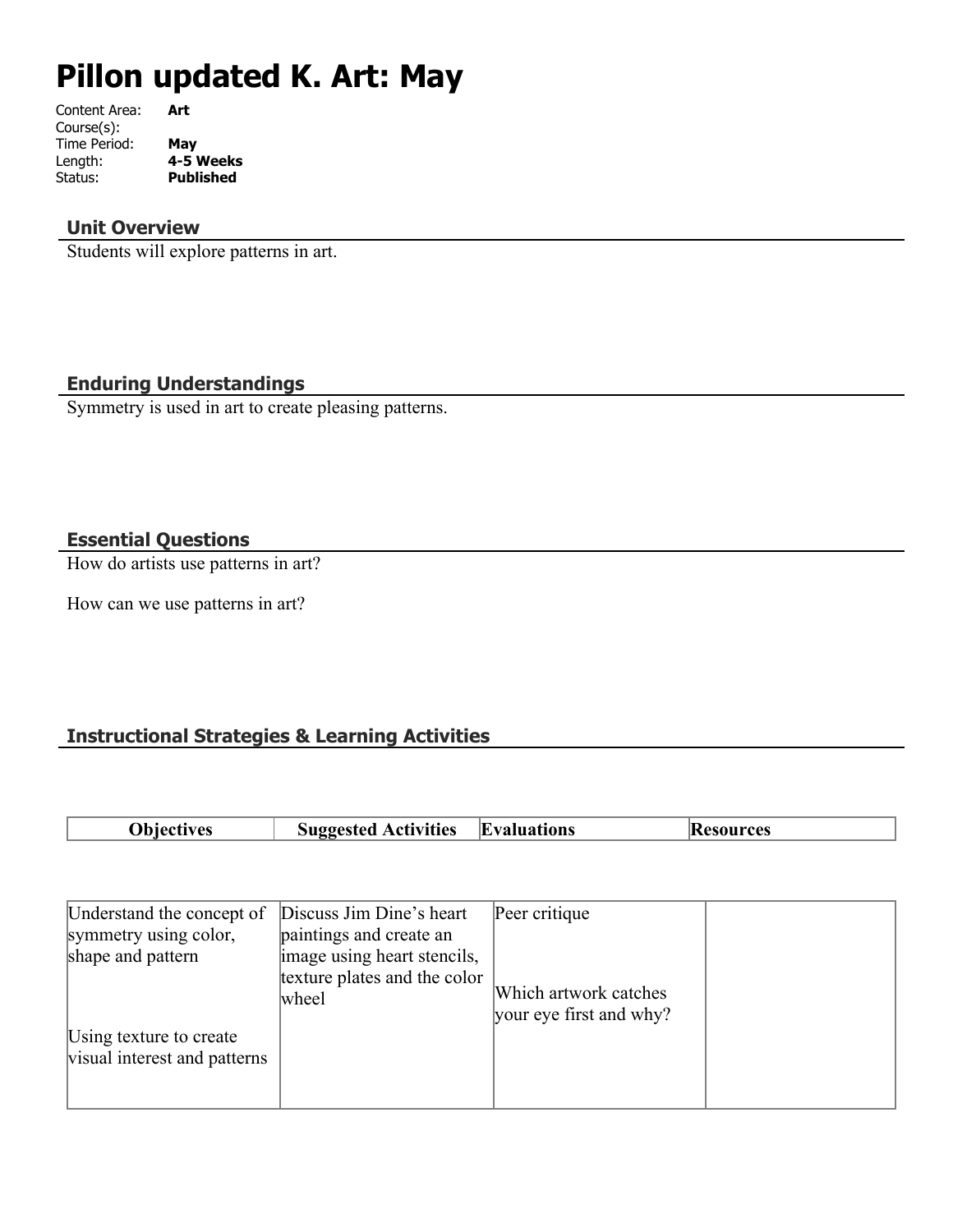# Pillon updated K. Art: May

Content Area: **Art**
Course(s):
Time Period: **May**
Length: **4-5 Weeks**
Status: **Published**

## Unit Overview

Students will explore patterns in art.

## Enduring Understandings

Symmetry is used in art to create pleasing patterns.

## Essential Questions

How do artists use patterns in art?

How can we use patterns in art?

## Instructional Strategies & Learning Activities

| Objectives | Suggested Activities | Evaluations | Resources |
|---|---|---|---|
| Understand the concept of symmetry using color, shape and pattern<br><br>Using texture to create visual interest and patterns | Discuss Jim Dine's heart paintings and create an image using heart stencils, texture plates and the color wheel | Peer critique<br><br>Which artwork catches your eye first and why? | |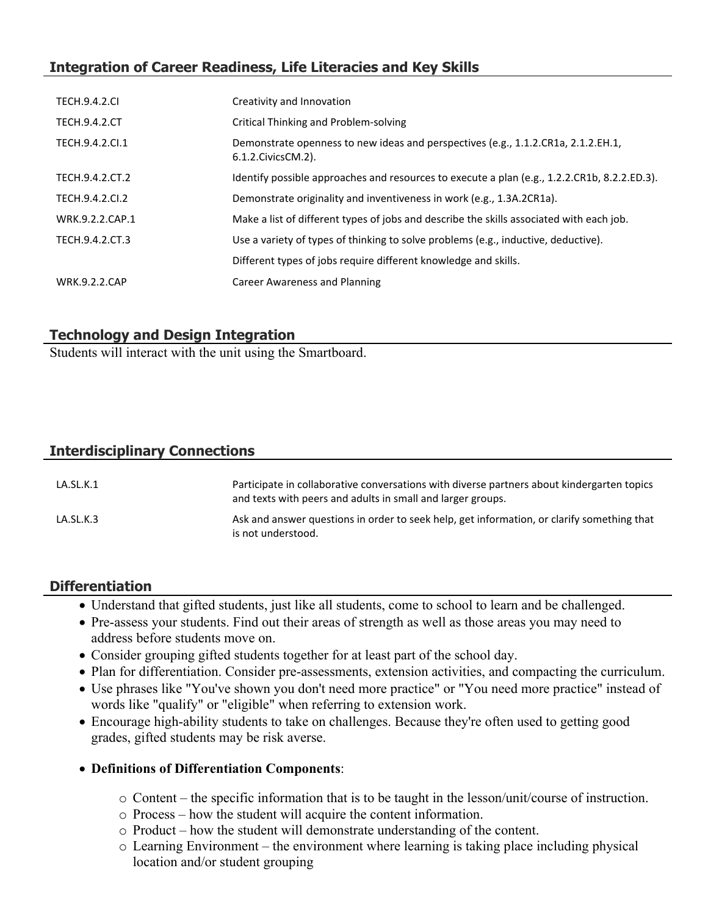## Integration of Career Readiness, Life Literacies and Key Skills

| | |
|---|---|
| TECH.9.4.2.CI | Creativity and Innovation |
| TECH.9.4.2.CT | Critical Thinking and Problem-solving |
| TECH.9.4.2.CI.1 | Demonstrate openness to new ideas and perspectives (e.g., 1.1.2.CR1a, 2.1.2.EH.1, 6.1.2.CivicsCM.2). |
| TECH.9.4.2.CT.2 | Identify possible approaches and resources to execute a plan (e.g., 1.2.2.CR1b, 8.2.2.ED.3). |
| TECH.9.4.2.CI.2 | Demonstrate originality and inventiveness in work (e.g., 1.3A.2CR1a). |
| WRK.9.2.2.CAP.1 | Make a list of different types of jobs and describe the skills associated with each job. |
| TECH.9.4.2.CT.3 | Use a variety of types of thinking to solve problems (e.g., inductive, deductive). |
| | Different types of jobs require different knowledge and skills. |
| WRK.9.2.2.CAP | Career Awareness and Planning |

## Technology and Design Integration

Students will interact with the unit using the Smartboard.

## Interdisciplinary Connections

| | |
|---|---|
| LA.SL.K.1 | Participate in collaborative conversations with diverse partners about kindergarten topics and texts with peers and adults in small and larger groups. |
| LA.SL.K.3 | Ask and answer questions in order to seek help, get information, or clarify something that is not understood. |

## Differentiation

- Understand that gifted students, just like all students, come to school to learn and be challenged.
- Pre-assess your students. Find out their areas of strength as well as those areas you may need to address before students move on.
- Consider grouping gifted students together for at least part of the school day.
- Plan for differentiation. Consider pre-assessments, extension activities, and compacting the curriculum.
- Use phrases like "You've shown you don't need more practice" or "You need more practice" instead of words like "qualify" or "eligible" when referring to extension work.
- Encourage high-ability students to take on challenges. Because they're often used to getting good grades, gifted students may be risk averse.
- **Definitions of Differentiation Components**:
  - Content – the specific information that is to be taught in the lesson/unit/course of instruction.
  - Process – how the student will acquire the content information.
  - Product – how the student will demonstrate understanding of the content.
  - Learning Environment – the environment where learning is taking place including physical location and/or student grouping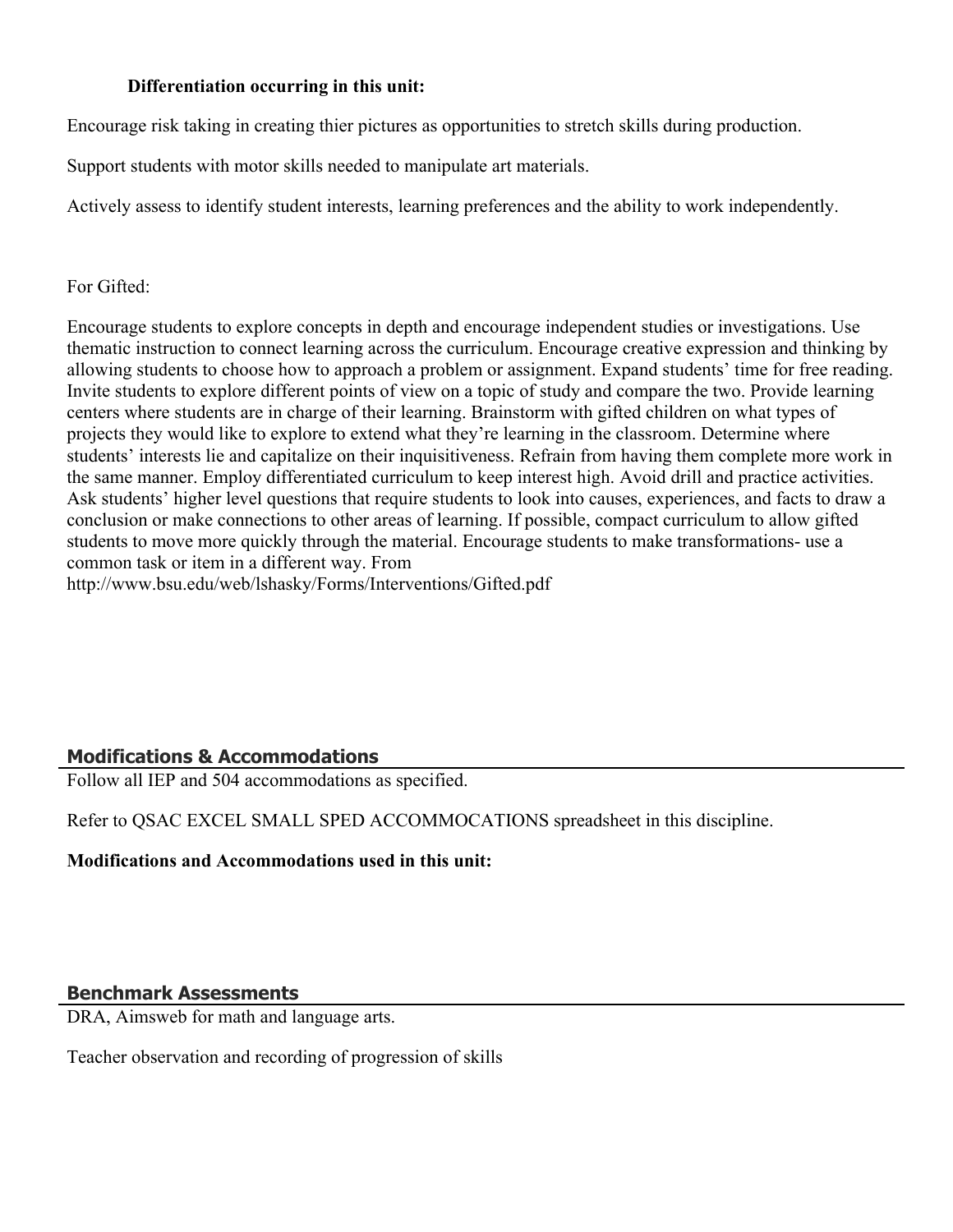**Differentiation occurring in this unit:**

Encourage risk taking in creating thier pictures as opportunities to stretch skills during production.

Support students with motor skills needed to manipulate art materials.

Actively assess to identify student interests, learning preferences and the ability to work independently.

For Gifted:

Encourage students to explore concepts in depth and encourage independent studies or investigations. Use thematic instruction to connect learning across the curriculum. Encourage creative expression and thinking by allowing students to choose how to approach a problem or assignment. Expand students' time for free reading. Invite students to explore different points of view on a topic of study and compare the two. Provide learning centers where students are in charge of their learning. Brainstorm with gifted children on what types of projects they would like to explore to extend what they're learning in the classroom. Determine where students' interests lie and capitalize on their inquisitiveness. Refrain from having them complete more work in the same manner. Employ differentiated curriculum to keep interest high. Avoid drill and practice activities. Ask students' higher level questions that require students to look into causes, experiences, and facts to draw a conclusion or make connections to other areas of learning. If possible, compact curriculum to allow gifted students to move more quickly through the material. Encourage students to make transformations- use a common task or item in a different way. From http://www.bsu.edu/web/lshasky/Forms/Interventions/Gifted.pdf

## Modifications & Accommodations

Follow all IEP and 504 accommodations as specified.

Refer to QSAC EXCEL SMALL SPED ACCOMMOCATIONS spreadsheet in this discipline.

**Modifications and Accommodations used in this unit:**

## Benchmark Assessments

DRA, Aimsweb for math and language arts.

Teacher observation and recording of progression of skills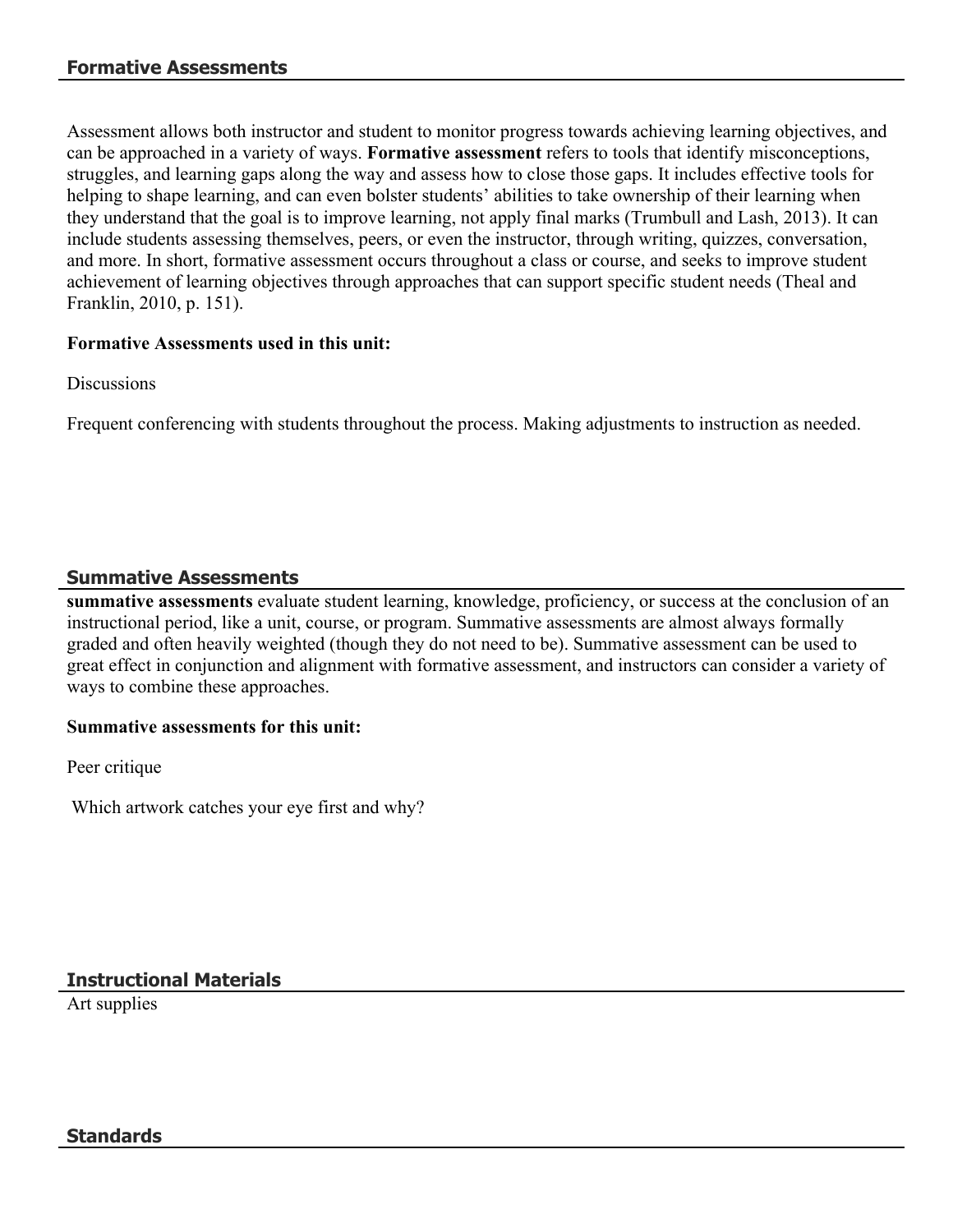## Formative Assessments

Assessment allows both instructor and student to monitor progress towards achieving learning objectives, and can be approached in a variety of ways. **Formative assessment** refers to tools that identify misconceptions, struggles, and learning gaps along the way and assess how to close those gaps. It includes effective tools for helping to shape learning, and can even bolster students' abilities to take ownership of their learning when they understand that the goal is to improve learning, not apply final marks (Trumbull and Lash, 2013). It can include students assessing themselves, peers, or even the instructor, through writing, quizzes, conversation, and more. In short, formative assessment occurs throughout a class or course, and seeks to improve student achievement of learning objectives through approaches that can support specific student needs (Theal and Franklin, 2010, p. 151).

**Formative Assessments used in this unit:**

Discussions

Frequent conferencing with students throughout the process. Making adjustments to instruction as needed.

## Summative Assessments

**summative assessments** evaluate student learning, knowledge, proficiency, or success at the conclusion of an instructional period, like a unit, course, or program. Summative assessments are almost always formally graded and often heavily weighted (though they do not need to be). Summative assessment can be used to great effect in conjunction and alignment with formative assessment, and instructors can consider a variety of ways to combine these approaches.

**Summative assessments for this unit:**

Peer critique

Which artwork catches your eye first and why?

## Instructional Materials

Art supplies

## Standards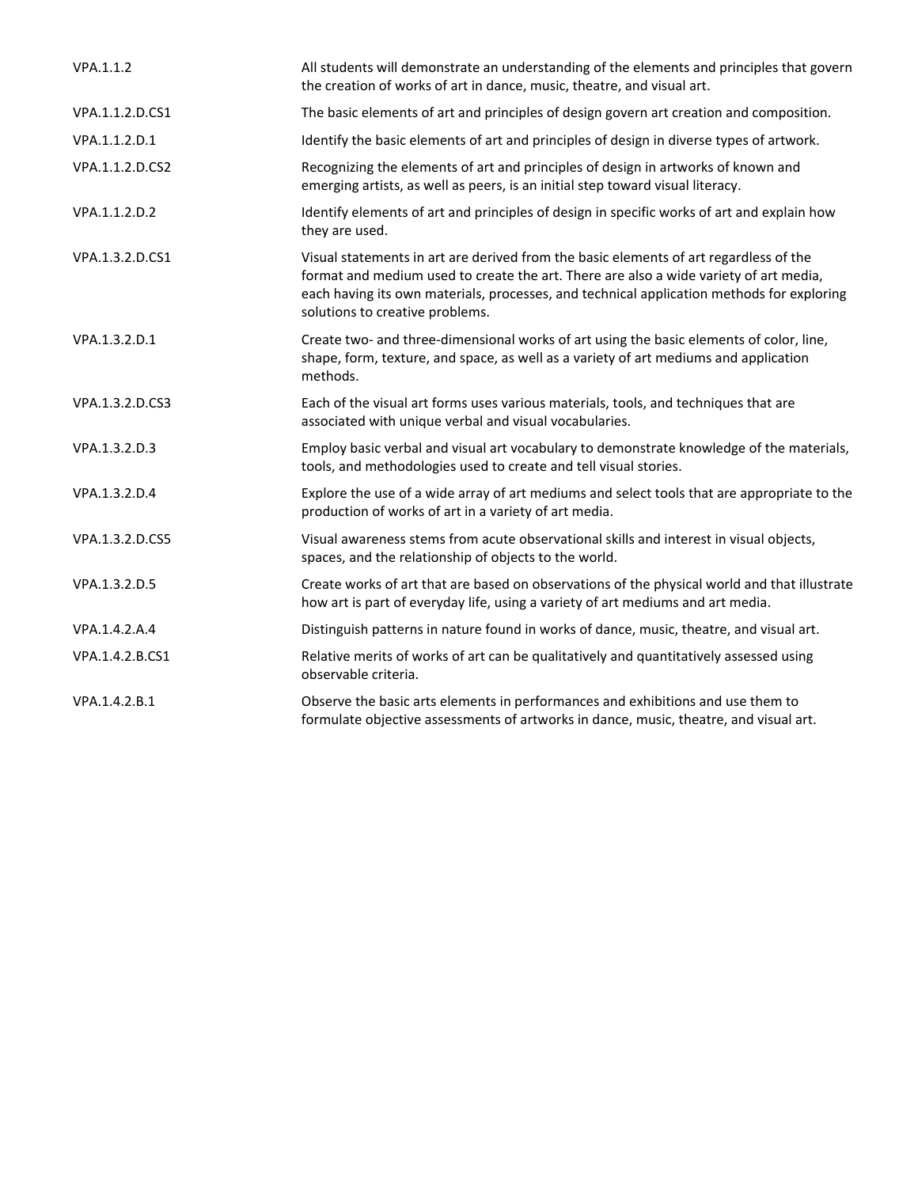| | |
|---|---|
| VPA.1.1.2 | All students will demonstrate an understanding of the elements and principles that govern the creation of works of art in dance, music, theatre, and visual art. |
| VPA.1.1.2.D.CS1 | The basic elements of art and principles of design govern art creation and composition. |
| VPA.1.1.2.D.1 | Identify the basic elements of art and principles of design in diverse types of artwork. |
| VPA.1.1.2.D.CS2 | Recognizing the elements of art and principles of design in artworks of known and emerging artists, as well as peers, is an initial step toward visual literacy. |
| VPA.1.1.2.D.2 | Identify elements of art and principles of design in specific works of art and explain how they are used. |
| VPA.1.3.2.D.CS1 | Visual statements in art are derived from the basic elements of art regardless of the format and medium used to create the art. There are also a wide variety of art media, each having its own materials, processes, and technical application methods for exploring solutions to creative problems. |
| VPA.1.3.2.D.1 | Create two- and three-dimensional works of art using the basic elements of color, line, shape, form, texture, and space, as well as a variety of art mediums and application methods. |
| VPA.1.3.2.D.CS3 | Each of the visual art forms uses various materials, tools, and techniques that are associated with unique verbal and visual vocabularies. |
| VPA.1.3.2.D.3 | Employ basic verbal and visual art vocabulary to demonstrate knowledge of the materials, tools, and methodologies used to create and tell visual stories. |
| VPA.1.3.2.D.4 | Explore the use of a wide array of art mediums and select tools that are appropriate to the production of works of art in a variety of art media. |
| VPA.1.3.2.D.CS5 | Visual awareness stems from acute observational skills and interest in visual objects, spaces, and the relationship of objects to the world. |
| VPA.1.3.2.D.5 | Create works of art that are based on observations of the physical world and that illustrate how art is part of everyday life, using a variety of art mediums and art media. |
| VPA.1.4.2.A.4 | Distinguish patterns in nature found in works of dance, music, theatre, and visual art. |
| VPA.1.4.2.B.CS1 | Relative merits of works of art can be qualitatively and quantitatively assessed using observable criteria. |
| VPA.1.4.2.B.1 | Observe the basic arts elements in performances and exhibitions and use them to formulate objective assessments of artworks in dance, music, theatre, and visual art. |